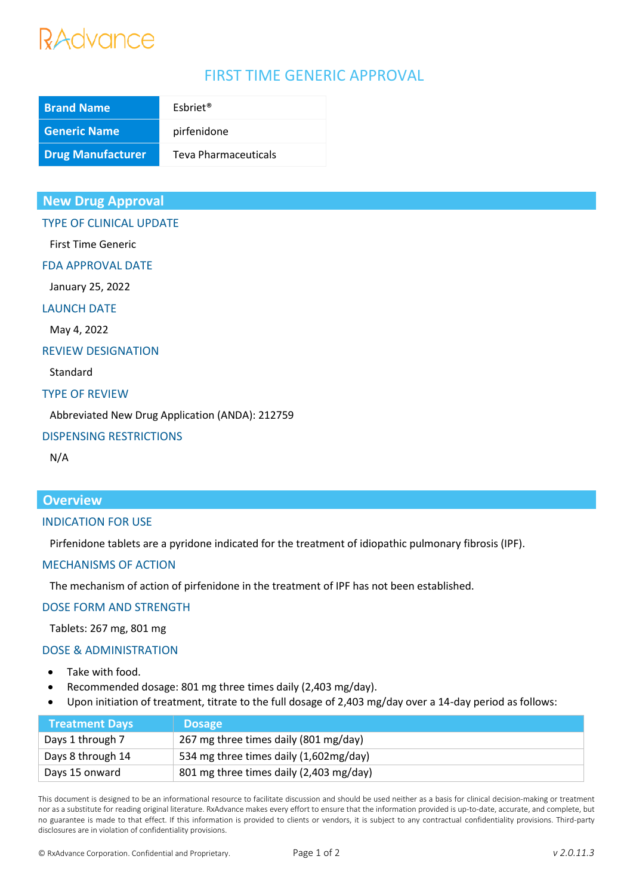RxAdvance

# FIRST TIME GENERIC APPROVAL

| Brand Name | Esbriet® |
|---|---|
| Generic Name | pirfenidone |
| Drug Manufacturer | Teva Pharmaceuticals |

## New Drug Approval

### TYPE OF CLINICAL UPDATE

First Time Generic

### FDA APPROVAL DATE

January 25, 2022

### LAUNCH DATE

May 4, 2022

### REVIEW DESIGNATION

Standard

### TYPE OF REVIEW

Abbreviated New Drug Application (ANDA): 212759

### DISPENSING RESTRICTIONS

N/A

## Overview

### INDICATION FOR USE

Pirfenidone tablets are a pyridone indicated for the treatment of idiopathic pulmonary fibrosis (IPF).

### MECHANISMS OF ACTION

The mechanism of action of pirfenidone in the treatment of IPF has not been established.

### DOSE FORM AND STRENGTH

Tablets: 267 mg, 801 mg

### DOSE & ADMINISTRATION

- Take with food.
- Recommended dosage: 801 mg three times daily (2,403 mg/day).
- Upon initiation of treatment, titrate to the full dosage of 2,403 mg/day over a 14-day period as follows:

| Treatment Days | Dosage |
|---|---|
| Days 1 through 7 | 267 mg three times daily (801 mg/day) |
| Days 8 through 14 | 534 mg three times daily (1,602mg/day) |
| Days 15 onward | 801 mg three times daily (2,403 mg/day) |

This document is designed to be an informational resource to facilitate discussion and should be used neither as a basis for clinical decision-making or treatment nor as a substitute for reading original literature. RxAdvance makes every effort to ensure that the information provided is up-to-date, accurate, and complete, but no guarantee is made to that effect. If this information is provided to clients or vendors, it is subject to any contractual confidentiality provisions. Third-party disclosures are in violation of confidentiality provisions.

© RxAdvance Corporation. Confidential and Proprietary. v 2.0.11.3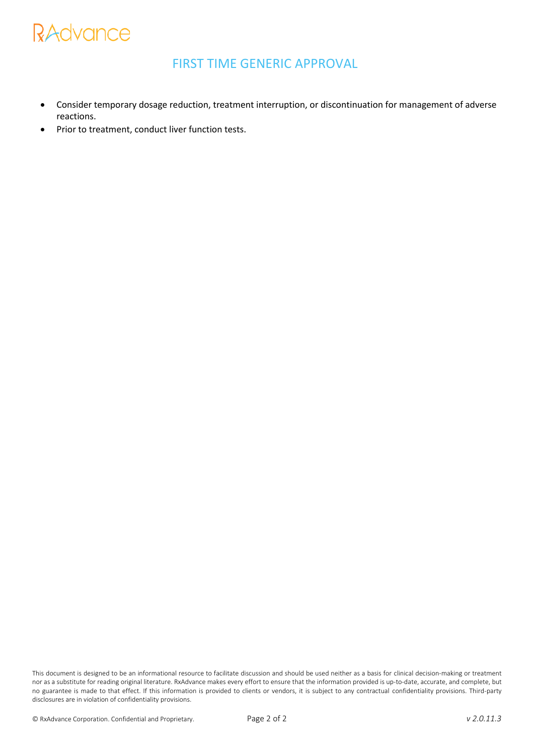- Consider temporary dosage reduction, treatment interruption, or discontinuation for management of adverse reactions.
- Prior to treatment, conduct liver function tests.